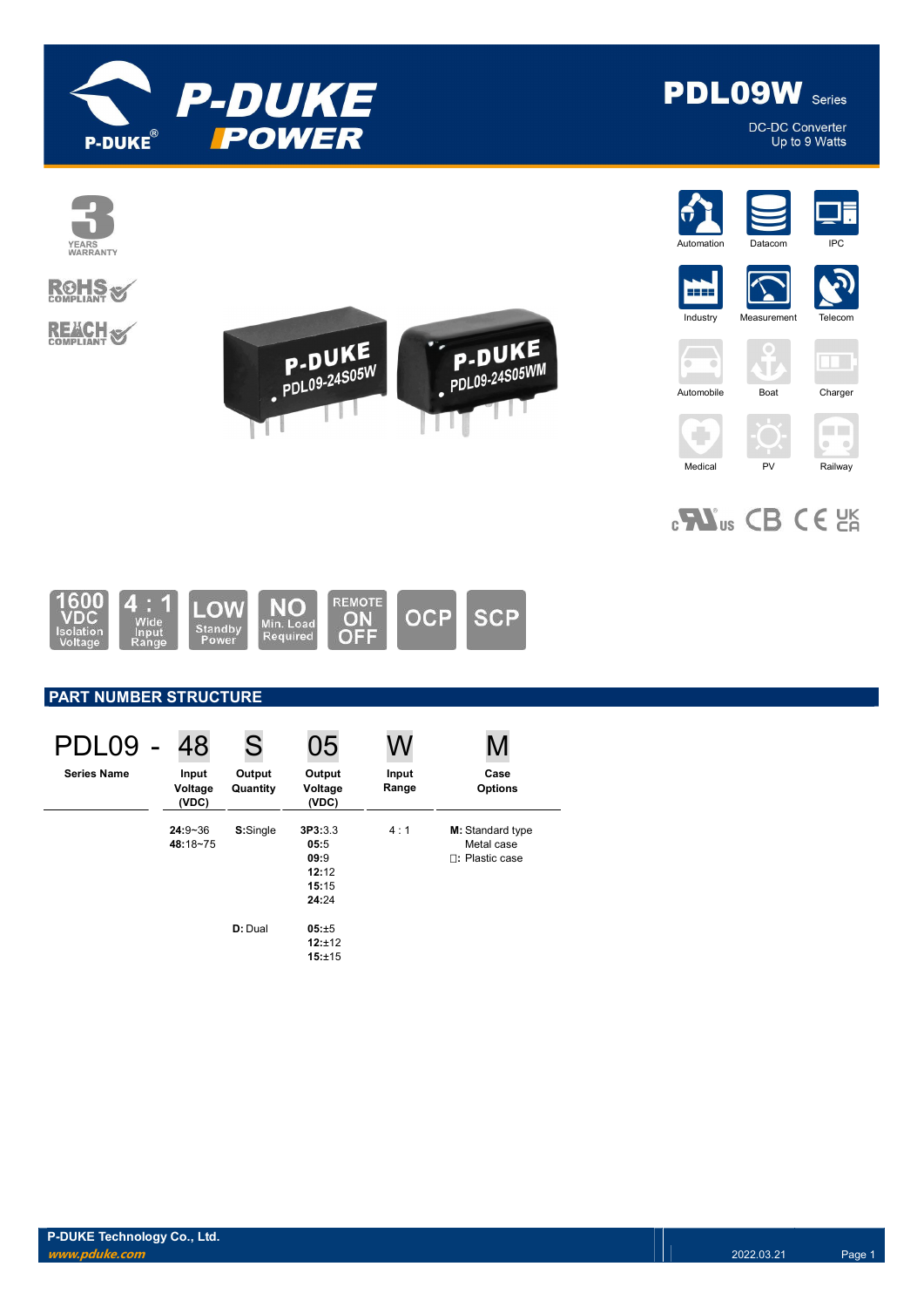# PDL09W Series

DC-DC Converter
Up to 9 Watts

3 YEARS WARRANTY

RoHS COMPLIANT

REACH COMPLIANT

Automation | Datacom | IPC | Industry | Measurement | Telecom | Automobile | Boat | Charger | Medical | PV | Railway

1600 VDC Isolation Voltage | 4 : 1 Wide Input Range | LOW Standby Power | NO Min. Load Required | REMOTE ON OFF | OCP | SCP

## PART NUMBER STRUCTURE

| PDL09 - | 48 | S | 05 | W | M |
|---|---|---|---|---|---|
| **Series Name** | **Input Voltage (VDC)** | **Output Quantity** | **Output Voltage (VDC)** | **Input Range** | **Case Options** |
| | **24**:9~36<br>**48**:18~75 | **S**:Single | **3P3**:3.3<br>**05**:5<br>**09**:9<br>**12**:12<br>**15**:15<br>**24**:24 | 4 : 1 | **M:** Standard type Metal case<br>□: Plastic case |
| | | **D:** Dual | **05**:±5<br>**12**:±12<br>**15**:±15 | | |

P-DUKE Technology Co., Ltd.
www.pduke.com
2022.03.21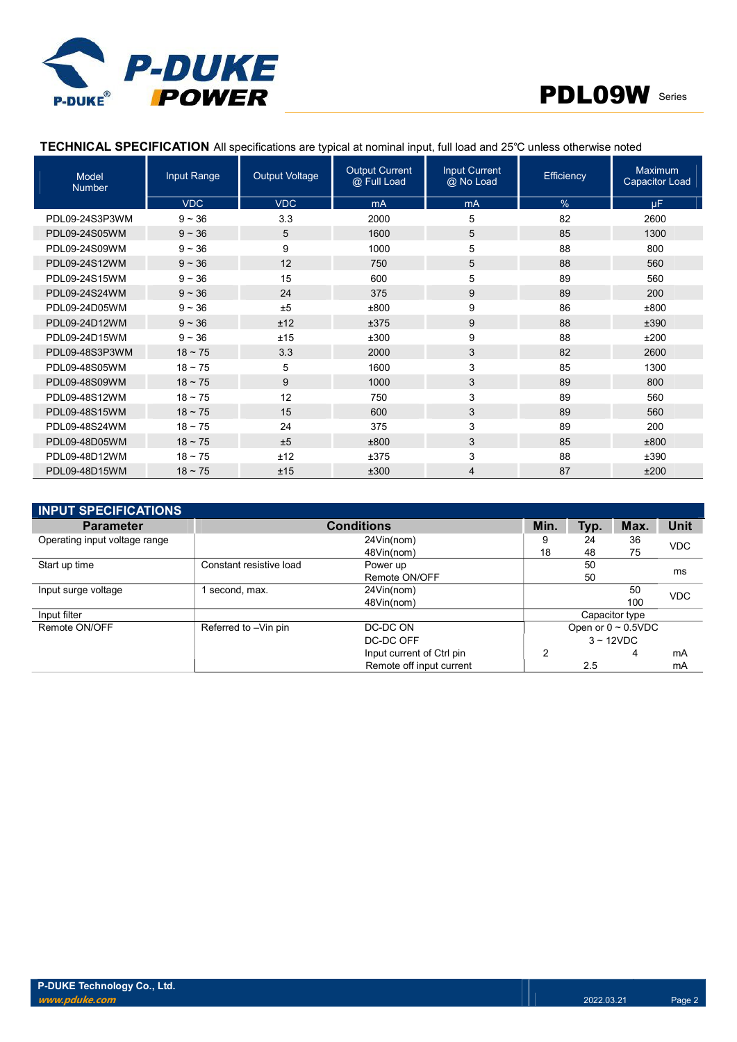## TECHNICAL SPECIFICATION

All specifications are typical at nominal input, full load and 25℃ unless otherwise noted

| Model Number | Input Range | Output Voltage | Output Current @ Full Load | Input Current @ No Load | Efficiency | Maximum Capacitor Load |
|---|---|---|---|---|---|---|
| | VDC | VDC | mA | mA | % | μF |
| PDL09-24S3P3WM | 9 ~ 36 | 3.3 | 2000 | 5 | 82 | 2600 |
| PDL09-24S05WM | 9 ~ 36 | 5 | 1600 | 5 | 85 | 1300 |
| PDL09-24S09WM | 9 ~ 36 | 9 | 1000 | 5 | 88 | 800 |
| PDL09-24S12WM | 9 ~ 36 | 12 | 750 | 5 | 88 | 560 |
| PDL09-24S15WM | 9 ~ 36 | 15 | 600 | 5 | 89 | 560 |
| PDL09-24S24WM | 9 ~ 36 | 24 | 375 | 9 | 89 | 200 |
| PDL09-24D05WM | 9 ~ 36 | ±5 | ±800 | 9 | 86 | ±800 |
| PDL09-24D12WM | 9 ~ 36 | ±12 | ±375 | 9 | 88 | ±390 |
| PDL09-24D15WM | 9 ~ 36 | ±15 | ±300 | 9 | 88 | ±200 |
| PDL09-48S3P3WM | 18 ~ 75 | 3.3 | 2000 | 3 | 82 | 2600 |
| PDL09-48S05WM | 18 ~ 75 | 5 | 1600 | 3 | 85 | 1300 |
| PDL09-48S09WM | 18 ~ 75 | 9 | 1000 | 3 | 89 | 800 |
| PDL09-48S12WM | 18 ~ 75 | 12 | 750 | 3 | 89 | 560 |
| PDL09-48S15WM | 18 ~ 75 | 15 | 600 | 3 | 89 | 560 |
| PDL09-48S24WM | 18 ~ 75 | 24 | 375 | 3 | 89 | 200 |
| PDL09-48D05WM | 18 ~ 75 | ±5 | ±800 | 3 | 85 | ±800 |
| PDL09-48D12WM | 18 ~ 75 | ±12 | ±375 | 3 | 88 | ±390 |
| PDL09-48D15WM | 18 ~ 75 | ±15 | ±300 | 4 | 87 | ±200 |

## INPUT SPECIFICATIONS

| Parameter | Conditions | | Min. | Typ. | Max. | Unit |
|---|---|---|---|---|---|---|
| Operating input voltage range | | 24Vin(nom) | 9 | 24 | 36 | VDC |
| | | 48Vin(nom) | 18 | 48 | 75 | |
| Start up time | Constant resistive load | Power up | | 50 | | ms |
| | | Remote ON/OFF | | 50 | | |
| Input surge voltage | 1 second, max. | 24Vin(nom) | | | 50 | VDC |
| | | 48Vin(nom) | | | 100 | |
| Input filter | | | Capacitor type | | | |
| Remote ON/OFF | Referred to −Vin pin | DC-DC ON | Open or 0 ~ 0.5VDC | | | |
| | | DC-DC OFF | 3 ~ 12VDC | | | |
| | | Input current of Ctrl pin | 2 | | 4 | mA |
| | | Remote off input current | | 2.5 | | mA |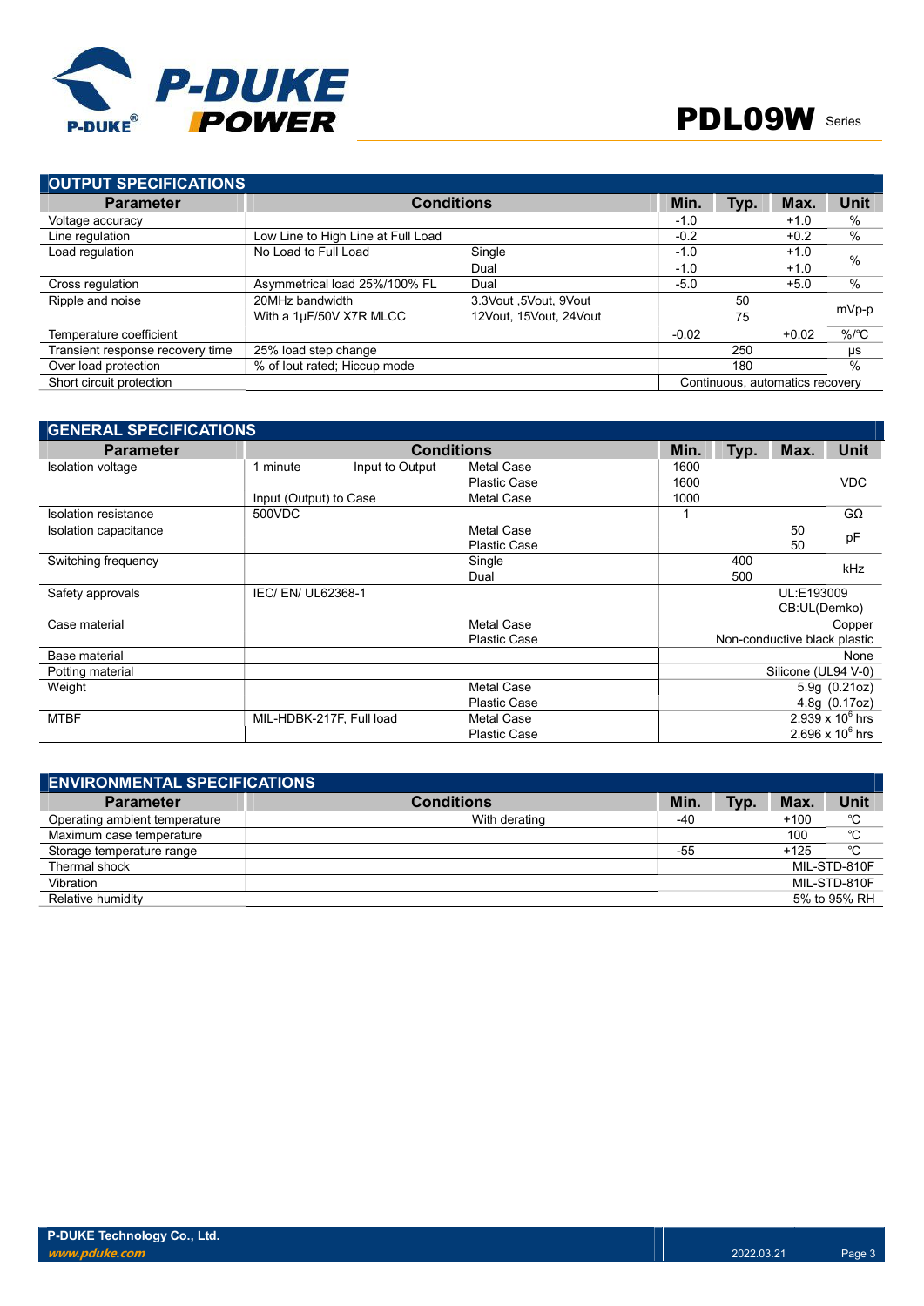## OUTPUT SPECIFICATIONS

| Parameter | Conditions | | Min. | Typ. | Max. | Unit |
|---|---|---|---|---|---|---|
| Voltage accuracy | | | -1.0 | | +1.0 | % |
| Line regulation | Low Line to High Line at Full Load | | -0.2 | | +0.2 | % |
| Load regulation | No Load to Full Load | Single | -1.0 | | +1.0 | % |
| | | Dual | -1.0 | | +1.0 | |
| Cross regulation | Asymmetrical load 25%/100% FL | Dual | -5.0 | | +5.0 | % |
| Ripple and noise | 20MHz bandwidth | 3.3Vout ,5Vout, 9Vout | | 50 | | mVp-p |
| | With a 1μF/50V X7R MLCC | 12Vout, 15Vout, 24Vout | | 75 | | |
| Temperature coefficient | | | -0.02 | | +0.02 | %/℃ |
| Transient response recovery time | 25% load step change | | | 250 | | μs |
| Over load protection | % of Iout rated; Hiccup mode | | | 180 | | % |
| Short circuit protection | | | Continuous, automatics recovery | | | |

## GENERAL SPECIFICATIONS

| Parameter | Conditions | | | Min. | Typ. | Max. | Unit |
|---|---|---|---|---|---|---|---|
| Isolation voltage | 1 minute | Input to Output | Metal Case | 1600 | | | VDC |
| | | | Plastic Case | 1600 | | | |
| | Input (Output) to Case | | Metal Case | 1000 | | | |
| Isolation resistance | 500VDC | | | 1 | | | GΩ |
| Isolation capacitance | | | Metal Case | | | 50 | pF |
| | | | Plastic Case | | | 50 | |
| Switching frequency | | | Single | | 400 | | kHz |
| | | | Dual | | 500 | | |
| Safety approvals | IEC/ EN/ UL62368-1 | | | UL:E193009<br>CB:UL(Demko) | | | |
| Case material | | | Metal Case | Copper | | | |
| | | | Plastic Case | Non-conductive black plastic | | | |
| Base material | | | | None | | | |
| Potting material | | | | Silicone (UL94 V-0) | | | |
| Weight | | | Metal Case | 5.9g (0.21oz) | | | |
| | | | Plastic Case | 4.8g (0.17oz) | | | |
| MTBF | MIL-HDBK-217F, Full load | | Metal Case | $2.939 \times 10^6$ hrs | | | |
| | | | Plastic Case | $2.696 \times 10^6$ hrs | | | |

## ENVIRONMENTAL SPECIFICATIONS

| Parameter | Conditions | Min. | Typ. | Max. | Unit |
|---|---|---|---|---|---|
| Operating ambient temperature | With derating | -40 | | +100 | ℃ |
| Maximum case temperature | | | | 100 | ℃ |
| Storage temperature range | | -55 | | +125 | ℃ |
| Thermal shock | | MIL-STD-810F | | | |
| Vibration | | MIL-STD-810F | | | |
| Relative humidity | | 5% to 95% RH | | | |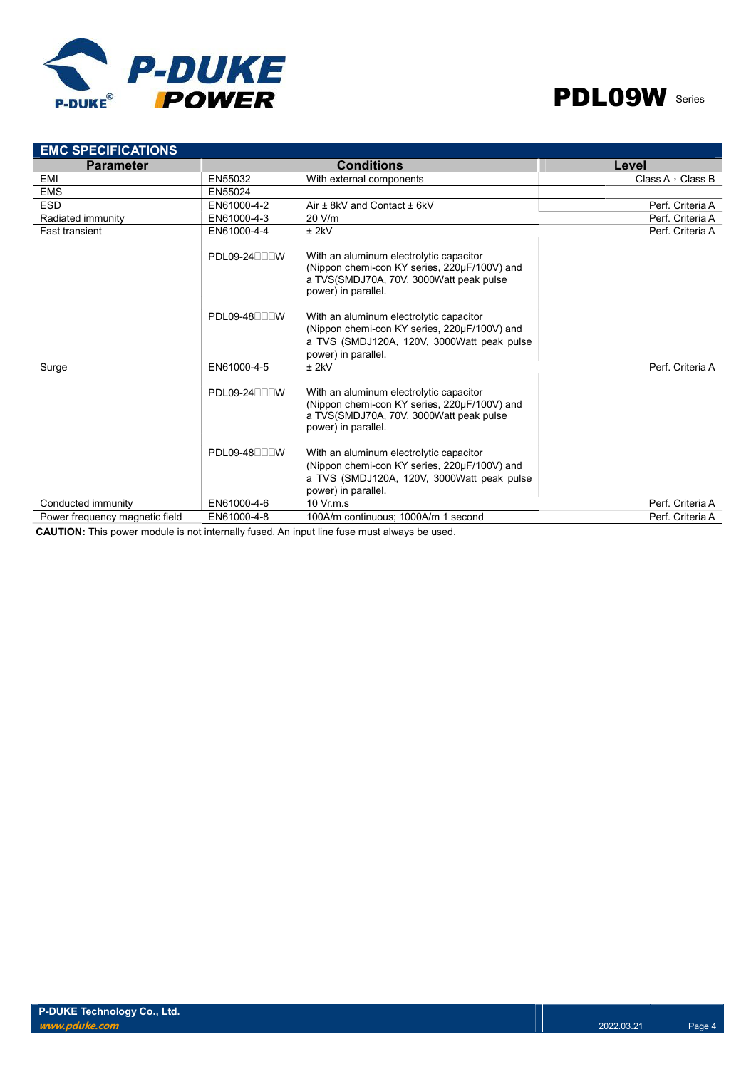## EMC SPECIFICATIONS

| Parameter | Conditions | | Level |
|---|---|---|---|
| EMI | EN55032 | With external components | Class A，Class B |
| EMS | EN55024 | | |
| ESD | EN61000-4-2 | Air ± 8kV and Contact ± 6kV | Perf. Criteria A |
| Radiated immunity | EN61000-4-3 | 20 V/m | Perf. Criteria A |
| Fast transient | EN61000-4-4 | ± 2kV | Perf. Criteria A |
| | PDL09-24□□□W | With an aluminum electrolytic capacitor (Nippon chemi-con KY series, 220μF/100V) and a TVS(SMDJ70A, 70V, 3000Watt peak pulse power) in parallel. | |
| | PDL09-48□□□W | With an aluminum electrolytic capacitor (Nippon chemi-con KY series, 220μF/100V) and a TVS (SMDJ120A, 120V, 3000Watt peak pulse power) in parallel. | |
| Surge | EN61000-4-5 | ± 2kV | Perf. Criteria A |
| | PDL09-24□□□W | With an aluminum electrolytic capacitor (Nippon chemi-con KY series, 220μF/100V) and a TVS(SMDJ70A, 70V, 3000Watt peak pulse power) in parallel. | |
| | PDL09-48□□□W | With an aluminum electrolytic capacitor (Nippon chemi-con KY series, 220μF/100V) and a TVS (SMDJ120A, 120V, 3000Watt peak pulse power) in parallel. | |
| Conducted immunity | EN61000-4-6 | 10 Vr.m.s | Perf. Criteria A |
| Power frequency magnetic field | EN61000-4-8 | 100A/m continuous; 1000A/m 1 second | Perf. Criteria A |

**CAUTION:** This power module is not internally fused. An input line fuse must always be used.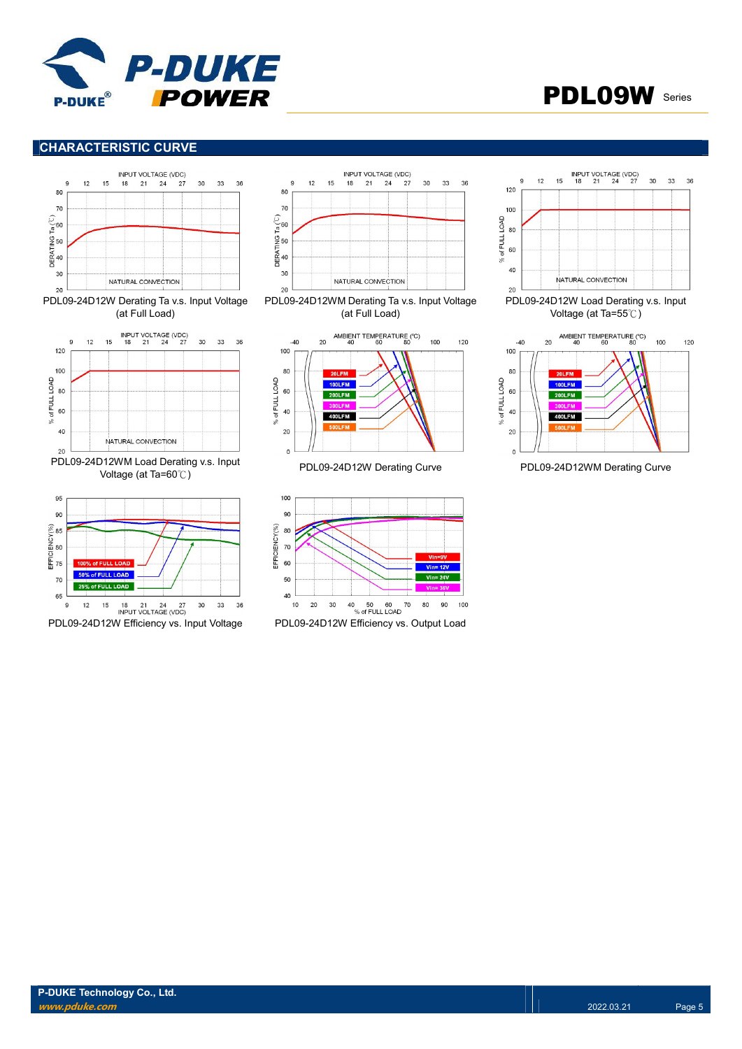## CHARACTERISTIC CURVE

PDL09-24D12W Derating Ta v.s. Input Voltage (at Full Load)

PDL09-24D12WM Derating Ta v.s. Input Voltage (at Full Load)

PDL09-24D12W Load Derating v.s. Input Voltage (at Ta=55℃)

PDL09-24D12WM Load Derating v.s. Input Voltage (at Ta=60℃)

PDL09-24D12W Derating Curve

PDL09-24D12WM Derating Curve

PDL09-24D12W Efficiency vs. Input Voltage

PDL09-24D12W Efficiency vs. Output Load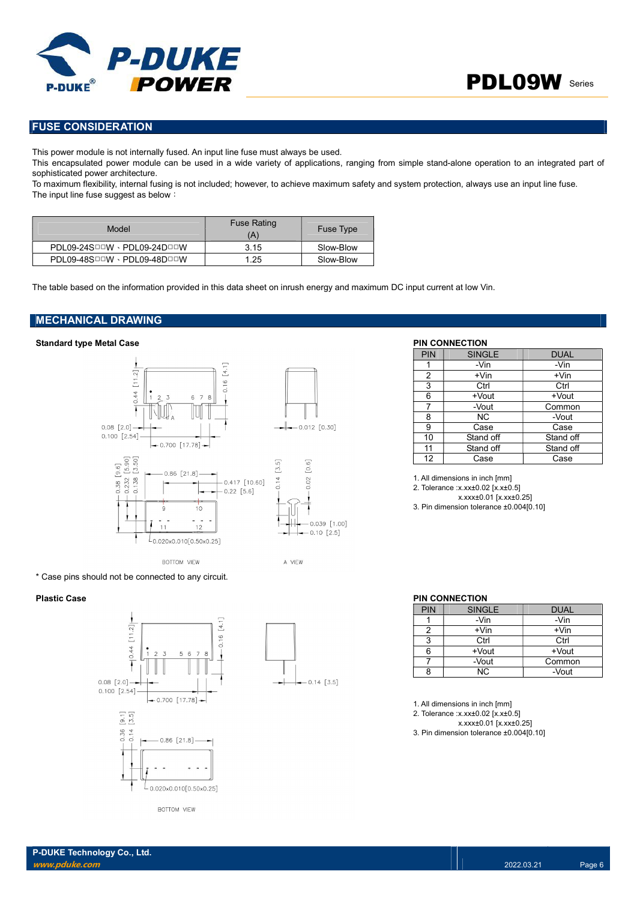## FUSE CONSIDERATION

This power module is not internally fused. An input line fuse must always be used.
This encapsulated power module can be used in a wide variety of applications, ranging from simple stand-alone operation to an integrated part of sophisticated power architecture.
To maximum flexibility, internal fusing is not included; however, to achieve maximum safety and system protection, always use an input line fuse.
The input line fuse suggest as below：

| Model | Fuse Rating (A) | Fuse Type |
|---|---|---|
| PDL09-24S□□W、PDL09-24D□□W | 3.15 | Slow-Blow |
| PDL09-48S□□W、PDL09-48D□□W | 1.25 | Slow-Blow |

The table based on the information provided in this data sheet on inrush energy and maximum DC input current at low Vin.

## MECHANICAL DRAWING

**Standard type Metal Case**

BOTTOM VIEW　　A VIEW

\* Case pins should not be connected to any circuit.

**PIN CONNECTION**

| PIN | SINGLE | DUAL |
|---|---|---|
| 1 | -Vin | -Vin |
| 2 | +Vin | +Vin |
| 3 | Ctrl | Ctrl |
| 6 | +Vout | +Vout |
| 7 | -Vout | Common |
| 8 | NC | -Vout |
| 9 | Case | Case |
| 10 | Stand off | Stand off |
| 11 | Stand off | Stand off |
| 12 | Case | Case |

1. All dimensions in inch [mm]
2. Tolerance :x.xx±0.02 [x.x±0.5]
   x.xxx±0.01 [x.xx±0.25]
3. Pin dimension tolerance ±0.004[0.10]

**Plastic Case**

BOTTOM VIEW

**PIN CONNECTION**

| PIN | SINGLE | DUAL |
|---|---|---|
| 1 | -Vin | -Vin |
| 2 | +Vin | +Vin |
| 3 | Ctrl | Ctrl |
| 6 | +Vout | +Vout |
| 7 | -Vout | Common |
| 8 | NC | -Vout |

1. All dimensions in inch [mm]
2. Tolerance :x.xx±0.02 [x.x±0.5]
   x.xxx±0.01 [x.xx±0.25]
3. Pin dimension tolerance ±0.004[0.10]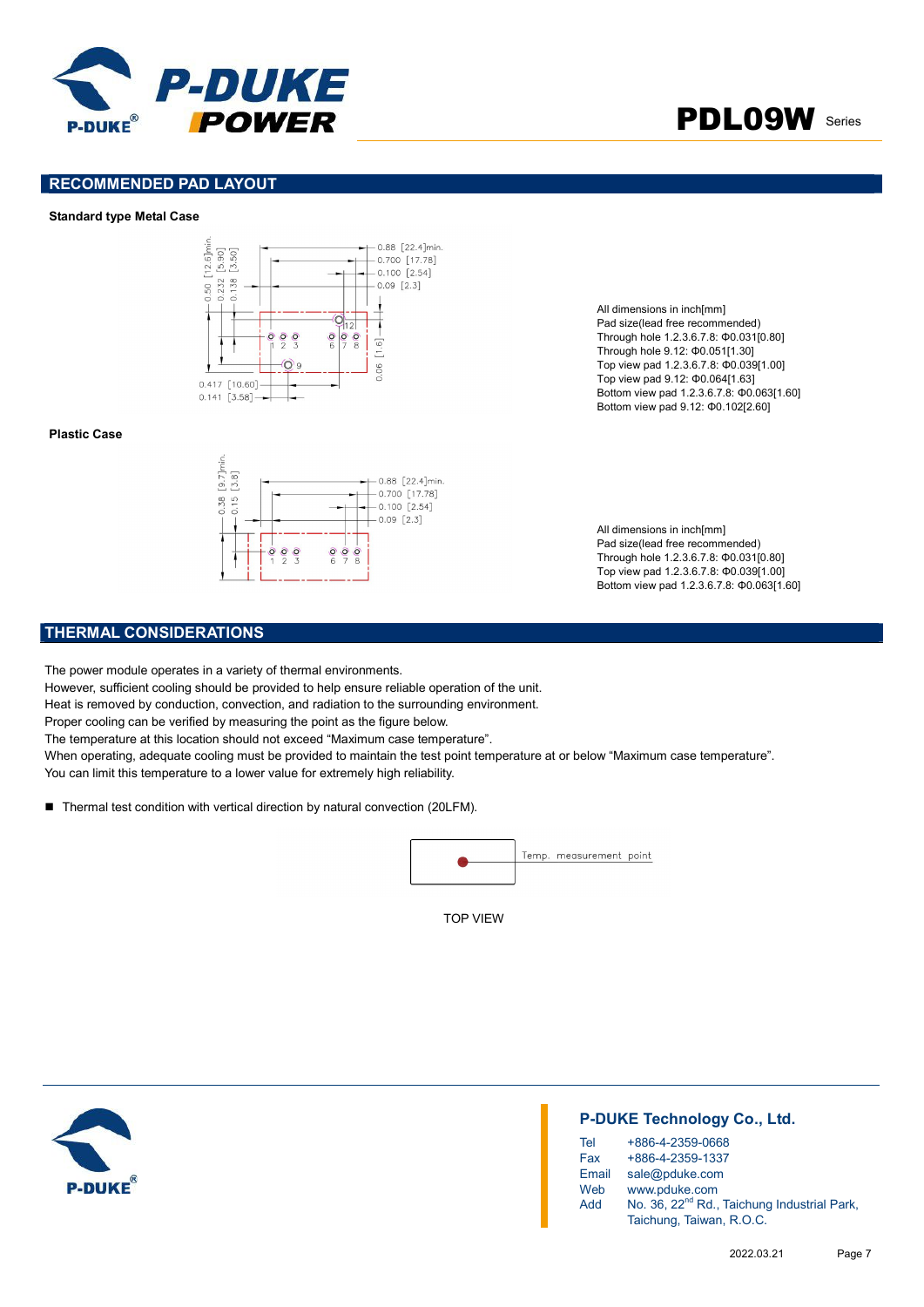## RECOMMENDED PAD LAYOUT

**Standard type Metal Case**

0.88 [22.4]min.
0.700 [17.78]
0.100 [2.54]
0.09 [2.3]
0.50 [12.6]min.
0.232 [5.90]
0.138 [3.50]
0.06 [1.6]
0.417 [10.60]
0.141 [3.58]
12
1 2 3
6 7 8
9

All dimensions in inch[mm]
Pad size(lead free recommended)
Through hole 1.2.3.6.7.8: Φ0.031[0.80]
Through hole 9.12: Φ0.051[1.30]
Top view pad 1.2.3.6.7.8: Φ0.039[1.00]
Top view pad 9.12: Φ0.064[1.63]
Bottom view pad 1.2.3.6.7.8: Φ0.063[1.60]
Bottom view pad 9.12: Φ0.102[2.60]

**Plastic Case**

0.88 [22.4]min.
0.700 [17.78]
0.100 [2.54]
0.09 [2.3]
0.38 [9.7]min.
0.15 [3.8]
1 2 3
6 7 8

All dimensions in inch[mm]
Pad size(lead free recommended)
Through hole 1.2.3.6.7.8: Φ0.031[0.80]
Top view pad 1.2.3.6.7.8: Φ0.039[1.00]
Bottom view pad 1.2.3.6.7.8: Φ0.063[1.60]

## THERMAL CONSIDERATIONS

The power module operates in a variety of thermal environments.
However, sufficient cooling should be provided to help ensure reliable operation of the unit.
Heat is removed by conduction, convection, and radiation to the surrounding environment.
Proper cooling can be verified by measuring the point as the figure below.
The temperature at this location should not exceed "Maximum case temperature".
When operating, adequate cooling must be provided to maintain the test point temperature at or below "Maximum case temperature".
You can limit this temperature to a lower value for extremely high reliability.

- Thermal test condition with vertical direction by natural convection (20LFM).

Temp. measurement point

TOP VIEW

**P-DUKE Technology Co., Ltd.**

Tel +886-4-2359-0668
Fax +886-4-2359-1337
Email sale@pduke.com
Web www.pduke.com
Add No. 36, 22nd Rd., Taichung Industrial Park, Taichung, Taiwan, R.O.C.

2022.03.21